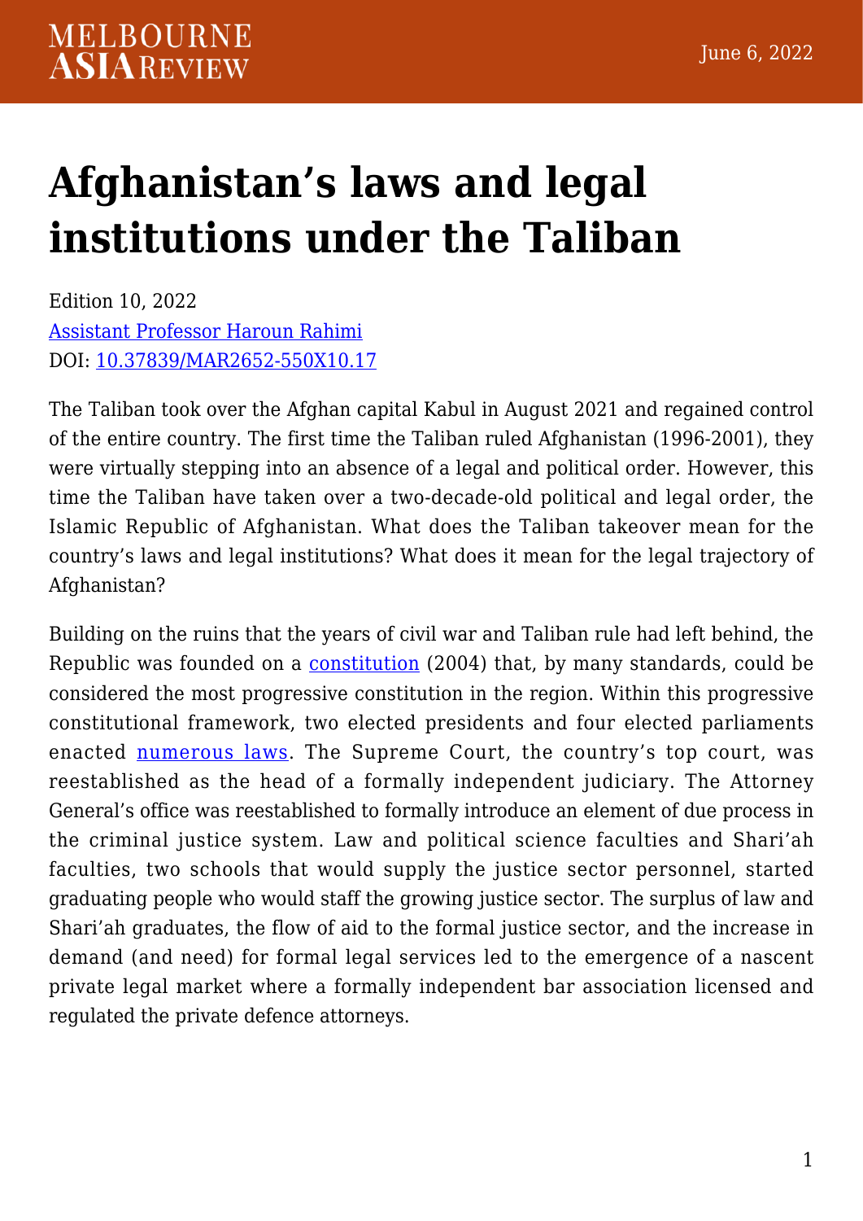# Afghanistan's laws and legal institutions under the Taliban

Edition 10, 2022
Assistant Professor Haroun Rahimi
DOI: 10.37839/MAR2652-550X10.17

The Taliban took over the Afghan capital Kabul in August 2021 and regained control of the entire country. The first time the Taliban ruled Afghanistan (1996-2001), they were virtually stepping into an absence of a legal and political order. However, this time the Taliban have taken over a two-decade-old political and legal order, the Islamic Republic of Afghanistan. What does the Taliban takeover mean for the country's laws and legal institutions? What does it mean for the legal trajectory of Afghanistan?

Building on the ruins that the years of civil war and Taliban rule had left behind, the Republic was founded on a constitution (2004) that, by many standards, could be considered the most progressive constitution in the region. Within this progressive constitutional framework, two elected presidents and four elected parliaments enacted numerous laws. The Supreme Court, the country's top court, was reestablished as the head of a formally independent judiciary. The Attorney General's office was reestablished to formally introduce an element of due process in the criminal justice system. Law and political science faculties and Shari'ah faculties, two schools that would supply the justice sector personnel, started graduating people who would staff the growing justice sector. The surplus of law and Shari'ah graduates, the flow of aid to the formal justice sector, and the increase in demand (and need) for formal legal services led to the emergence of a nascent private legal market where a formally independent bar association licensed and regulated the private defence attorneys.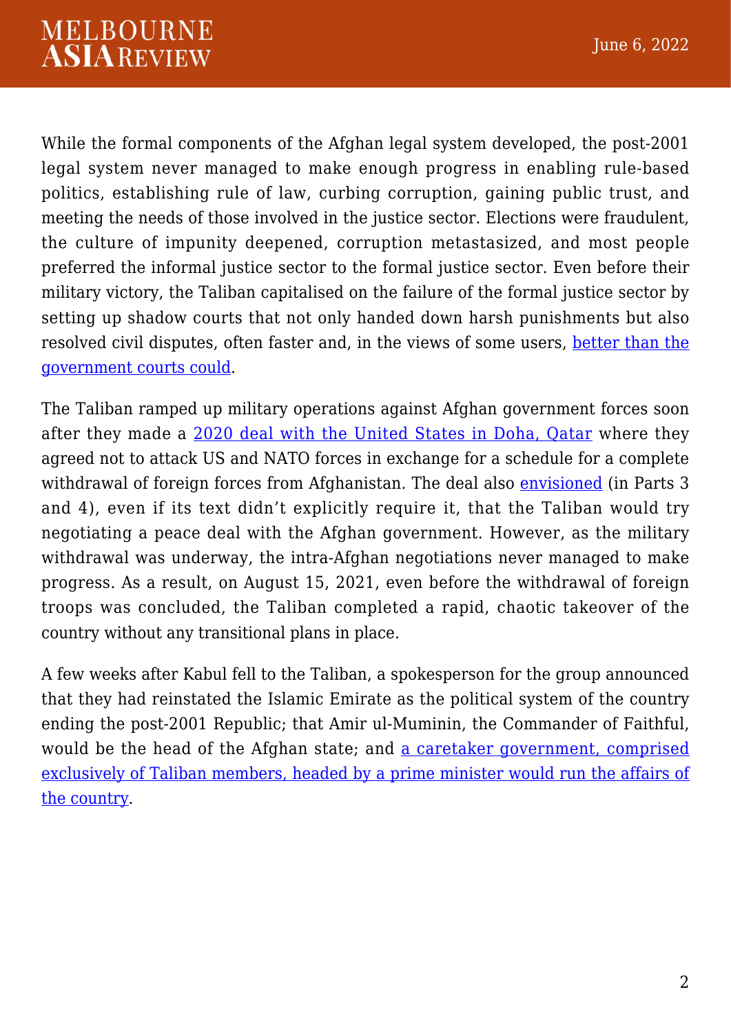While the formal components of the Afghan legal system developed, the post-2001 legal system never managed to make enough progress in enabling rule-based politics, establishing rule of law, curbing corruption, gaining public trust, and meeting the needs of those involved in the justice sector. Elections were fraudulent, the culture of impunity deepened, corruption metastasized, and most people preferred the informal justice sector to the formal justice sector. Even before their military victory, the Taliban capitalised on the failure of the formal justice sector by setting up shadow courts that not only handed down harsh punishments but also resolved civil disputes, often faster and, in the views of some users, better than the government courts could.

The Taliban ramped up military operations against Afghan government forces soon after they made a 2020 deal with the United States in Doha, Qatar where they agreed not to attack US and NATO forces in exchange for a schedule for a complete withdrawal of foreign forces from Afghanistan. The deal also envisioned (in Parts 3 and 4), even if its text didn't explicitly require it, that the Taliban would try negotiating a peace deal with the Afghan government. However, as the military withdrawal was underway, the intra-Afghan negotiations never managed to make progress. As a result, on August 15, 2021, even before the withdrawal of foreign troops was concluded, the Taliban completed a rapid, chaotic takeover of the country without any transitional plans in place.

A few weeks after Kabul fell to the Taliban, a spokesperson for the group announced that they had reinstated the Islamic Emirate as the political system of the country ending the post-2001 Republic; that Amir ul-Muminin, the Commander of Faithful, would be the head of the Afghan state; and a caretaker government, comprised exclusively of Taliban members, headed by a prime minister would run the affairs of the country.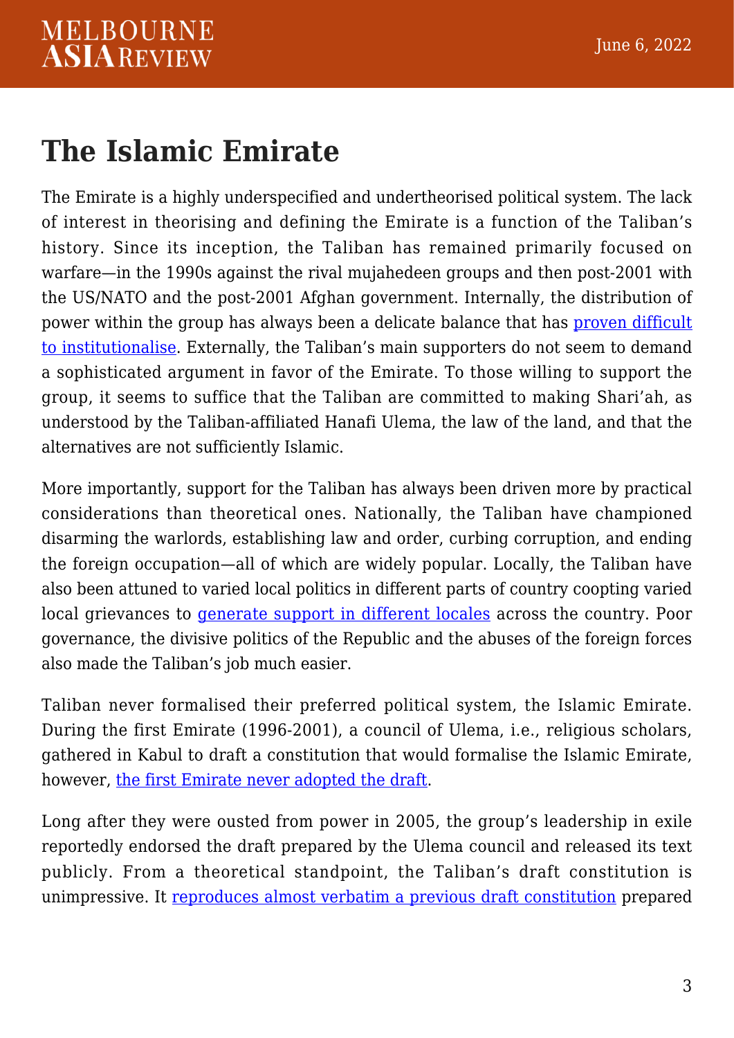## The Islamic Emirate

The Emirate is a highly underspecified and undertheorised political system. The lack of interest in theorising and defining the Emirate is a function of the Taliban's history. Since its inception, the Taliban has remained primarily focused on warfare—in the 1990s against the rival mujahedeen groups and then post-2001 with the US/NATO and the post-2001 Afghan government. Internally, the distribution of power within the group has always been a delicate balance that has proven difficult to institutionalise. Externally, the Taliban's main supporters do not seem to demand a sophisticated argument in favor of the Emirate. To those willing to support the group, it seems to suffice that the Taliban are committed to making Shari'ah, as understood by the Taliban-affiliated Hanafi Ulema, the law of the land, and that the alternatives are not sufficiently Islamic.

More importantly, support for the Taliban has always been driven more by practical considerations than theoretical ones. Nationally, the Taliban have championed disarming the warlords, establishing law and order, curbing corruption, and ending the foreign occupation—all of which are widely popular. Locally, the Taliban have also been attuned to varied local politics in different parts of country coopting varied local grievances to generate support in different locales across the country. Poor governance, the divisive politics of the Republic and the abuses of the foreign forces also made the Taliban's job much easier.

Taliban never formalised their preferred political system, the Islamic Emirate. During the first Emirate (1996-2001), a council of Ulema, i.e., religious scholars, gathered in Kabul to draft a constitution that would formalise the Islamic Emirate, however, the first Emirate never adopted the draft.

Long after they were ousted from power in 2005, the group's leadership in exile reportedly endorsed the draft prepared by the Ulema council and released its text publicly. From a theoretical standpoint, the Taliban's draft constitution is unimpressive. It reproduces almost verbatim a previous draft constitution prepared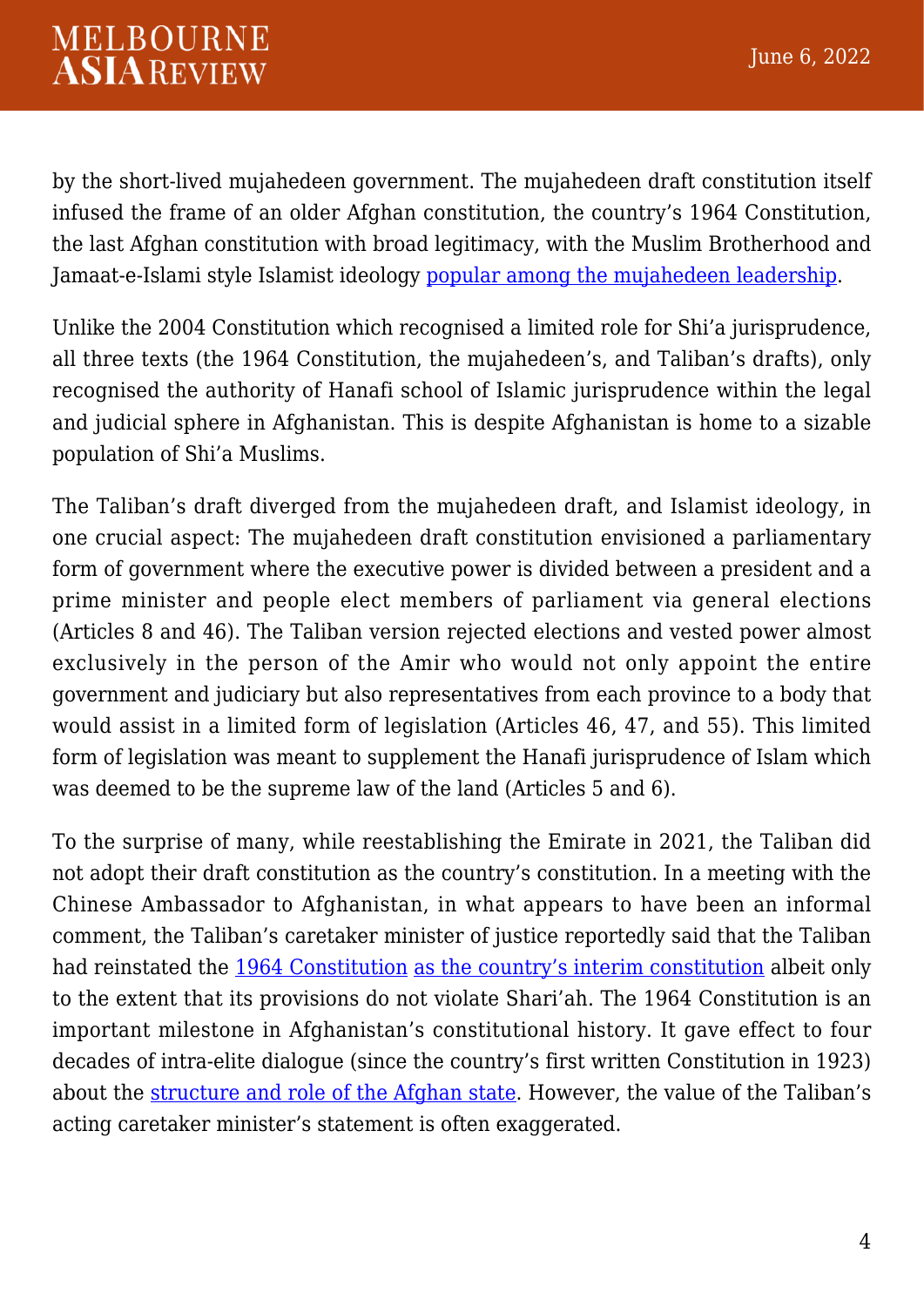by the short-lived mujahedeen government. The mujahedeen draft constitution itself infused the frame of an older Afghan constitution, the country's 1964 Constitution, the last Afghan constitution with broad legitimacy, with the Muslim Brotherhood and Jamaat-e-Islami style Islamist ideology [popular among the mujahedeen leadership].

Unlike the 2004 Constitution which recognised a limited role for Shi'a jurisprudence, all three texts (the 1964 Constitution, the mujahedeen's, and Taliban's drafts), only recognised the authority of Hanafi school of Islamic jurisprudence within the legal and judicial sphere in Afghanistan. This is despite Afghanistan is home to a sizable population of Shi'a Muslims.

The Taliban's draft diverged from the mujahedeen draft, and Islamist ideology, in one crucial aspect: The mujahedeen draft constitution envisioned a parliamentary form of government where the executive power is divided between a president and a prime minister and people elect members of parliament via general elections (Articles 8 and 46). The Taliban version rejected elections and vested power almost exclusively in the person of the Amir who would not only appoint the entire government and judiciary but also representatives from each province to a body that would assist in a limited form of legislation (Articles 46, 47, and 55). This limited form of legislation was meant to supplement the Hanafi jurisprudence of Islam which was deemed to be the supreme law of the land (Articles 5 and 6).

To the surprise of many, while reestablishing the Emirate in 2021, the Taliban did not adopt their draft constitution as the country's constitution. In a meeting with the Chinese Ambassador to Afghanistan, in what appears to have been an informal comment, the Taliban's caretaker minister of justice reportedly said that the Taliban had reinstated the [1964 Constitution] [as the country's interim constitution] albeit only to the extent that its provisions do not violate Shari'ah. The 1964 Constitution is an important milestone in Afghanistan's constitutional history. It gave effect to four decades of intra-elite dialogue (since the country's first written Constitution in 1923) about the [structure and role of the Afghan state]. However, the value of the Taliban's acting caretaker minister's statement is often exaggerated.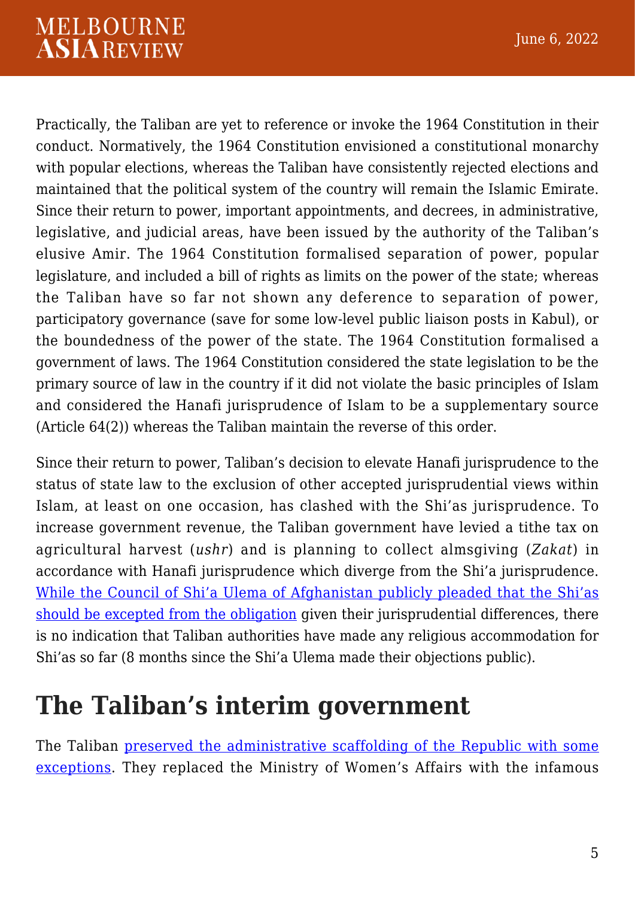Practically, the Taliban are yet to reference or invoke the 1964 Constitution in their conduct. Normatively, the 1964 Constitution envisioned a constitutional monarchy with popular elections, whereas the Taliban have consistently rejected elections and maintained that the political system of the country will remain the Islamic Emirate. Since their return to power, important appointments, and decrees, in administrative, legislative, and judicial areas, have been issued by the authority of the Taliban's elusive Amir. The 1964 Constitution formalised separation of power, popular legislature, and included a bill of rights as limits on the power of the state; whereas the Taliban have so far not shown any deference to separation of power, participatory governance (save for some low-level public liaison posts in Kabul), or the boundedness of the power of the state. The 1964 Constitution formalised a government of laws. The 1964 Constitution considered the state legislation to be the primary source of law in the country if it did not violate the basic principles of Islam and considered the Hanafi jurisprudence of Islam to be a supplementary source (Article 64(2)) whereas the Taliban maintain the reverse of this order.

Since their return to power, Taliban's decision to elevate Hanafi jurisprudence to the status of state law to the exclusion of other accepted jurisprudential views within Islam, at least on one occasion, has clashed with the Shi'as jurisprudence. To increase government revenue, the Taliban government have levied a tithe tax on agricultural harvest (*ushr*) and is planning to collect almsgiving (*Zakat*) in accordance with Hanafi jurisprudence which diverge from the Shi'a jurisprudence. While the Council of Shi'a Ulema of Afghanistan publicly pleaded that the Shi'as should be excepted from the obligation given their jurisprudential differences, there is no indication that Taliban authorities have made any religious accommodation for Shi'as so far (8 months since the Shi'a Ulema made their objections public).

## The Taliban's interim government

The Taliban preserved the administrative scaffolding of the Republic with some exceptions. They replaced the Ministry of Women's Affairs with the infamous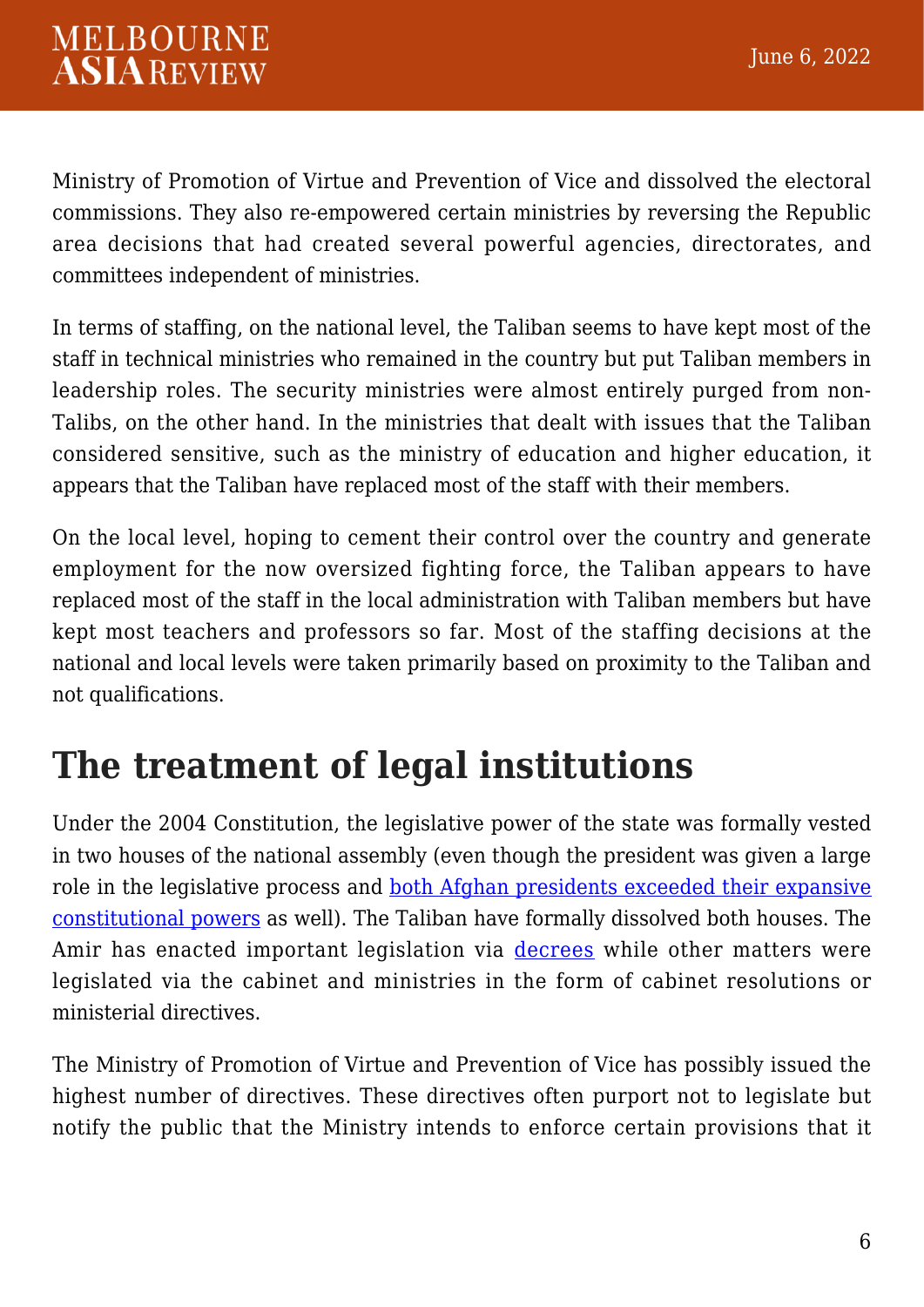Ministry of Promotion of Virtue and Prevention of Vice and dissolved the electoral commissions. They also re-empowered certain ministries by reversing the Republic area decisions that had created several powerful agencies, directorates, and committees independent of ministries.

In terms of staffing, on the national level, the Taliban seems to have kept most of the staff in technical ministries who remained in the country but put Taliban members in leadership roles. The security ministries were almost entirely purged from non-Talibs, on the other hand. In the ministries that dealt with issues that the Taliban considered sensitive, such as the ministry of education and higher education, it appears that the Taliban have replaced most of the staff with their members.

On the local level, hoping to cement their control over the country and generate employment for the now oversized fighting force, the Taliban appears to have replaced most of the staff in the local administration with Taliban members but have kept most teachers and professors so far. Most of the staffing decisions at the national and local levels were taken primarily based on proximity to the Taliban and not qualifications.

## The treatment of legal institutions

Under the 2004 Constitution, the legislative power of the state was formally vested in two houses of the national assembly (even though the president was given a large role in the legislative process and both Afghan presidents exceeded their expansive constitutional powers as well). The Taliban have formally dissolved both houses. The Amir has enacted important legislation via decrees while other matters were legislated via the cabinet and ministries in the form of cabinet resolutions or ministerial directives.

The Ministry of Promotion of Virtue and Prevention of Vice has possibly issued the highest number of directives. These directives often purport not to legislate but notify the public that the Ministry intends to enforce certain provisions that it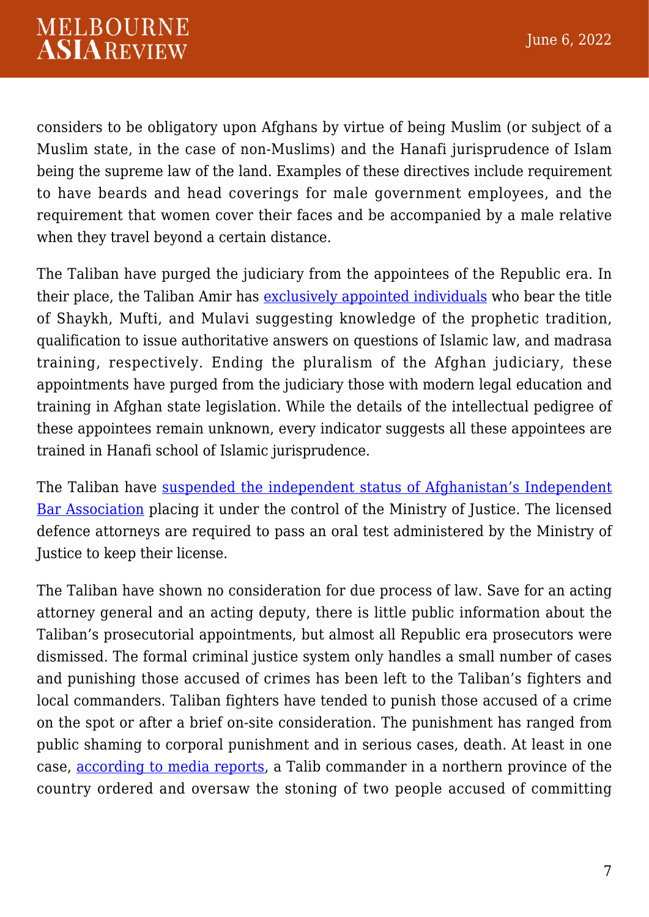considers to be obligatory upon Afghans by virtue of being Muslim (or subject of a Muslim state, in the case of non-Muslims) and the Hanafi jurisprudence of Islam being the supreme law of the land. Examples of these directives include requirement to have beards and head coverings for male government employees, and the requirement that women cover their faces and be accompanied by a male relative when they travel beyond a certain distance.

The Taliban have purged the judiciary from the appointees of the Republic era. In their place, the Taliban Amir has exclusively appointed individuals who bear the title of Shaykh, Mufti, and Mulavi suggesting knowledge of the prophetic tradition, qualification to issue authoritative answers on questions of Islamic law, and madrasa training, respectively. Ending the pluralism of the Afghan judiciary, these appointments have purged from the judiciary those with modern legal education and training in Afghan state legislation. While the details of the intellectual pedigree of these appointees remain unknown, every indicator suggests all these appointees are trained in Hanafi school of Islamic jurisprudence.

The Taliban have suspended the independent status of Afghanistan's Independent Bar Association placing it under the control of the Ministry of Justice. The licensed defence attorneys are required to pass an oral test administered by the Ministry of Justice to keep their license.

The Taliban have shown no consideration for due process of law. Save for an acting attorney general and an acting deputy, there is little public information about the Taliban's prosecutorial appointments, but almost all Republic era prosecutors were dismissed. The formal criminal justice system only handles a small number of cases and punishing those accused of crimes has been left to the Taliban's fighters and local commanders. Taliban fighters have tended to punish those accused of a crime on the spot or after a brief on-site consideration. The punishment has ranged from public shaming to corporal punishment and in serious cases, death. At least in one case, according to media reports, a Talib commander in a northern province of the country ordered and oversaw the stoning of two people accused of committing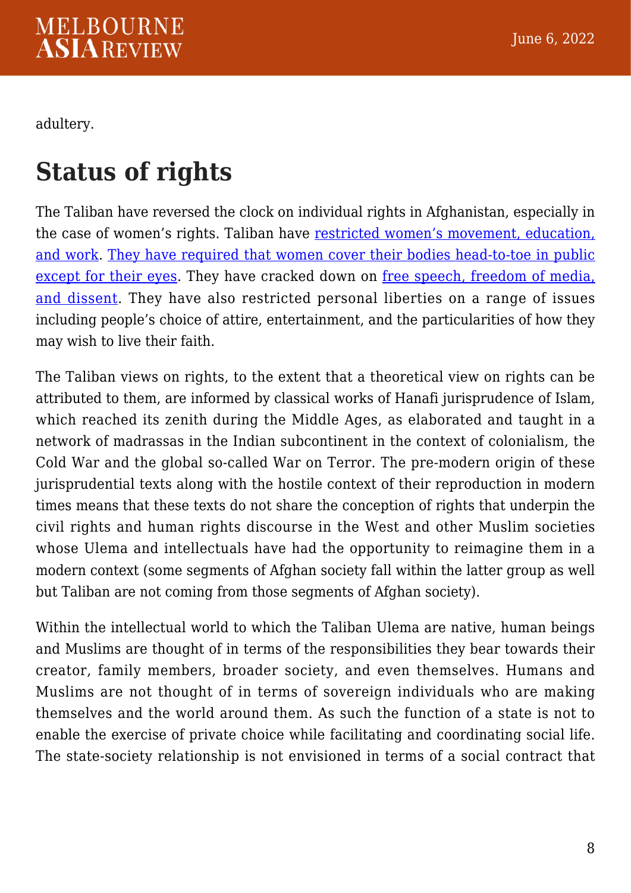adultery.

## Status of rights

The Taliban have reversed the clock on individual rights in Afghanistan, especially in the case of women's rights. Taliban have restricted women's movement, education, and work. They have required that women cover their bodies head-to-toe in public except for their eyes. They have cracked down on free speech, freedom of media, and dissent. They have also restricted personal liberties on a range of issues including people's choice of attire, entertainment, and the particularities of how they may wish to live their faith.

The Taliban views on rights, to the extent that a theoretical view on rights can be attributed to them, are informed by classical works of Hanafi jurisprudence of Islam, which reached its zenith during the Middle Ages, as elaborated and taught in a network of madrassas in the Indian subcontinent in the context of colonialism, the Cold War and the global so-called War on Terror. The pre-modern origin of these jurisprudential texts along with the hostile context of their reproduction in modern times means that these texts do not share the conception of rights that underpin the civil rights and human rights discourse in the West and other Muslim societies whose Ulema and intellectuals have had the opportunity to reimagine them in a modern context (some segments of Afghan society fall within the latter group as well but Taliban are not coming from those segments of Afghan society).

Within the intellectual world to which the Taliban Ulema are native, human beings and Muslims are thought of in terms of the responsibilities they bear towards their creator, family members, broader society, and even themselves. Humans and Muslims are not thought of in terms of sovereign individuals who are making themselves and the world around them. As such the function of a state is not to enable the exercise of private choice while facilitating and coordinating social life. The state-society relationship is not envisioned in terms of a social contract that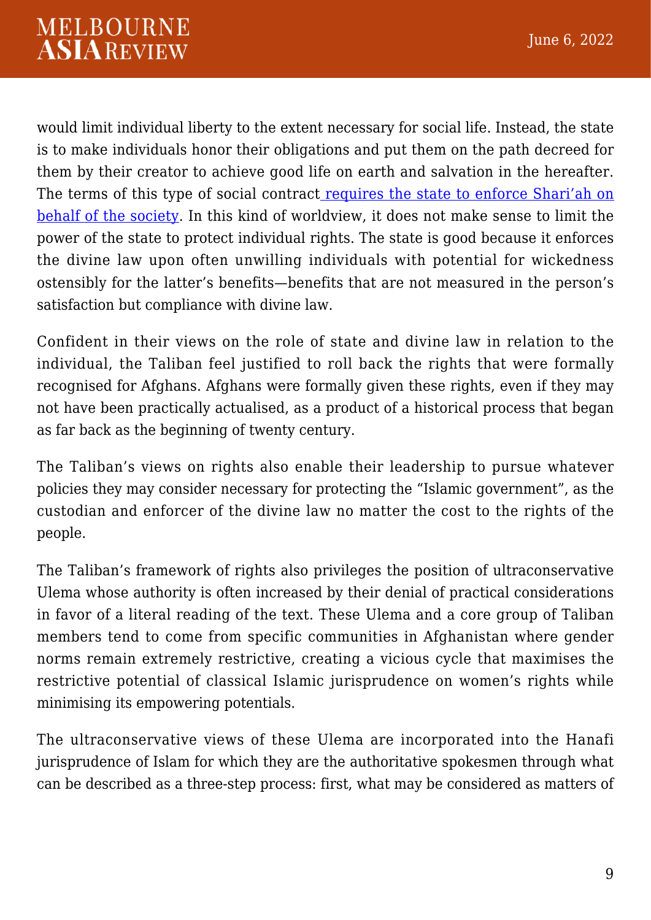would limit individual liberty to the extent necessary for social life. Instead, the state is to make individuals honor their obligations and put them on the path decreed for them by their creator to achieve good life on earth and salvation in the hereafter. The terms of this type of social contract requires the state to enforce Shari'ah on behalf of the society. In this kind of worldview, it does not make sense to limit the power of the state to protect individual rights. The state is good because it enforces the divine law upon often unwilling individuals with potential for wickedness ostensibly for the latter's benefits—benefits that are not measured in the person's satisfaction but compliance with divine law.

Confident in their views on the role of state and divine law in relation to the individual, the Taliban feel justified to roll back the rights that were formally recognised for Afghans. Afghans were formally given these rights, even if they may not have been practically actualised, as a product of a historical process that began as far back as the beginning of twenty century.

The Taliban's views on rights also enable their leadership to pursue whatever policies they may consider necessary for protecting the "Islamic government", as the custodian and enforcer of the divine law no matter the cost to the rights of the people.

The Taliban's framework of rights also privileges the position of ultraconservative Ulema whose authority is often increased by their denial of practical considerations in favor of a literal reading of the text. These Ulema and a core group of Taliban members tend to come from specific communities in Afghanistan where gender norms remain extremely restrictive, creating a vicious cycle that maximises the restrictive potential of classical Islamic jurisprudence on women's rights while minimising its empowering potentials.

The ultraconservative views of these Ulema are incorporated into the Hanafi jurisprudence of Islam for which they are the authoritative spokesmen through what can be described as a three-step process: first, what may be considered as matters of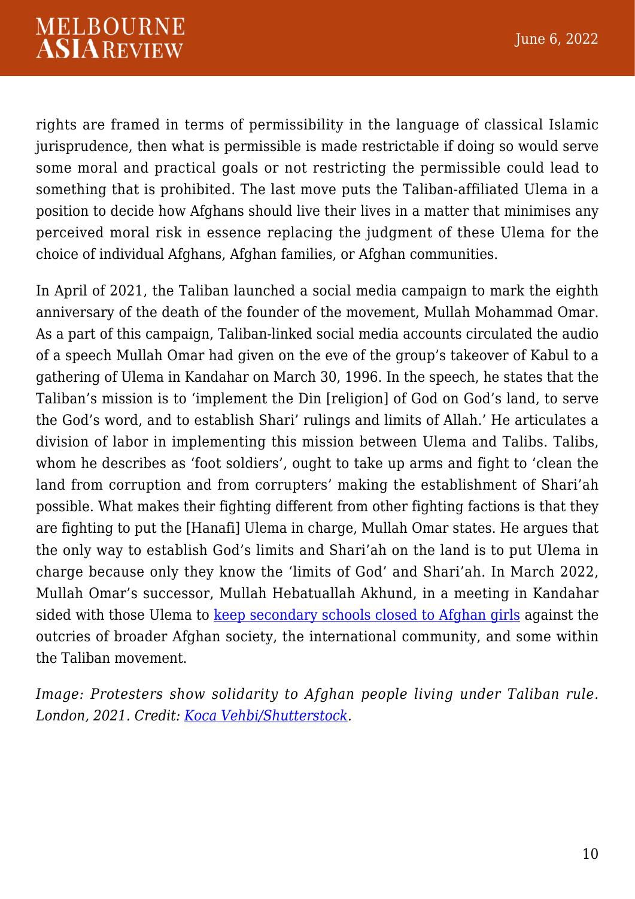rights are framed in terms of permissibility in the language of classical Islamic jurisprudence, then what is permissible is made restrictable if doing so would serve some moral and practical goals or not restricting the permissible could lead to something that is prohibited. The last move puts the Taliban-affiliated Ulema in a position to decide how Afghans should live their lives in a matter that minimises any perceived moral risk in essence replacing the judgment of these Ulema for the choice of individual Afghans, Afghan families, or Afghan communities.

In April of 2021, the Taliban launched a social media campaign to mark the eighth anniversary of the death of the founder of the movement, Mullah Mohammad Omar. As a part of this campaign, Taliban-linked social media accounts circulated the audio of a speech Mullah Omar had given on the eve of the group's takeover of Kabul to a gathering of Ulema in Kandahar on March 30, 1996. In the speech, he states that the Taliban's mission is to 'implement the Din [religion] of God on God's land, to serve the God's word, and to establish Shari' rulings and limits of Allah.' He articulates a division of labor in implementing this mission between Ulema and Talibs. Talibs, whom he describes as 'foot soldiers', ought to take up arms and fight to 'clean the land from corruption and from corrupters' making the establishment of Shari'ah possible. What makes their fighting different from other fighting factions is that they are fighting to put the [Hanafi] Ulema in charge, Mullah Omar states. He argues that the only way to establish God's limits and Shari'ah on the land is to put Ulema in charge because only they know the 'limits of God' and Shari'ah. In March 2022, Mullah Omar's successor, Mullah Hebatuallah Akhund, in a meeting in Kandahar sided with those Ulema to keep secondary schools closed to Afghan girls against the outcries of broader Afghan society, the international community, and some within the Taliban movement.

*Image: Protesters show solidarity to Afghan people living under Taliban rule. London, 2021. Credit: Koca Vehbi/Shutterstock.*